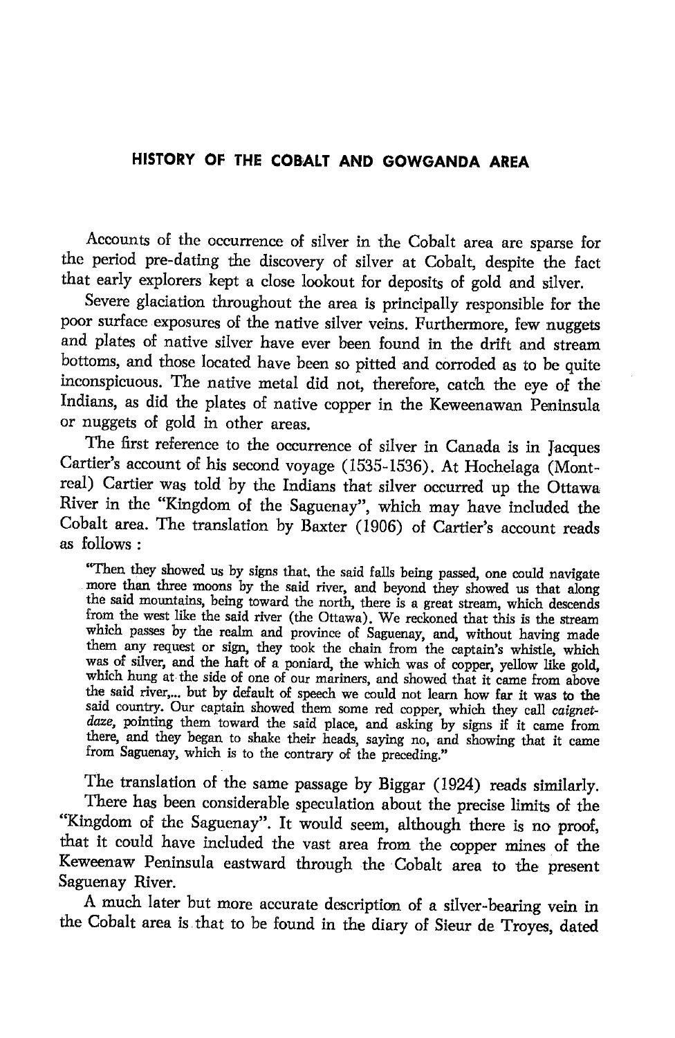## HISTORY OF THE COBALT AND GOWGANDA AREA

Accounts of the occurrence of silver in the Cobalt area are sparse for the period pre-dating the discovery of silver at Cobalt, despite the fact that early explorers kept a close lookout for deposits of gold and silver.

Severe glaciation throughout the area is principally responsible for the poor surface exposures of the native silver veins. Furthermore, few nuggets and plates of native silver have ever been found in the drift and stream bottoms, and those located have been so pitted and corroded as to be quite inconspicuous. The native metal did not, therefore, catch the eye of the Indians, as did the plates of native copper in the Keweenawan Peninsula or nuggets of gold in other areas.

The first reference to the occurrence of silver in Canada is in Jacques Cartier's account of his second voyage (1535-1536). At Hochelaga (Montreal) Cartier was told by the Indians that silver occurred up the Ottawa River in the "Kingdom of the Saguenay", which may have included the Cobalt area. The translation by Baxter (1906) of Cartier's account reads as follows :

> "Then they showed us by signs that, the said falls being passed, one could navigate more than three moons by the said river, and beyond they showed us that along the said mountains, being toward the north, there is a great stream, which descends from the west like the said river (the Ottawa). We reckoned that this is the stream which passes by the realm and province of Saguenay, and, without having made them any request or sign, they took the chain from the captain's whistle, which was of silver, and the haft of a poniard, the which was of copper, yellow like gold, which hung at the side of one of our mariners, and showed that it came from above the said river,... but by default of speech we could not learn how far it was to the said country. Our captain showed them some red copper, which they call *caignetdaze*, pointing them toward the said place, and asking by signs if it came from there, and they began to shake their heads, saying no, and showing that it came from Saguenay, which is to the contrary of the preceding."

The translation of the same passage by Biggar (1924) reads similarly.

There has been considerable speculation about the precise limits of the "Kingdom of the Saguenay". It would seem, although there is no proof, that it could have included the vast area from the copper mines of the Keweenaw Peninsula eastward through the Cobalt area to the present Saguenay River.

A much later but more accurate description of a silver-bearing vein in the Cobalt area is that to be found in the diary of Sieur de Troyes, dated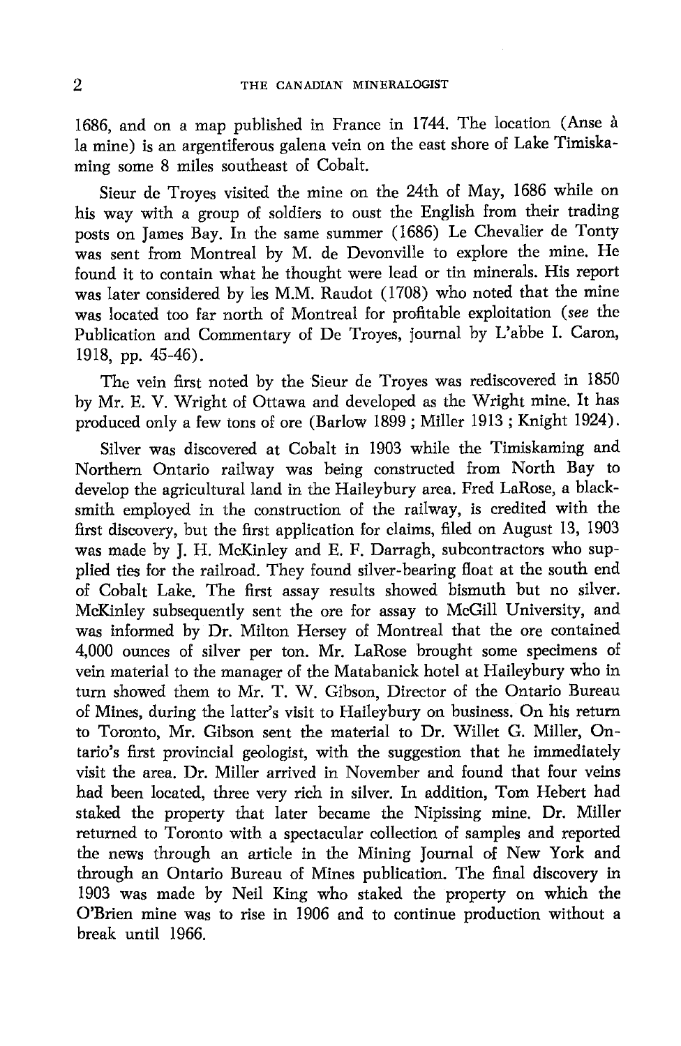1686, and on a map published in France in 1744. The location (Anse à la mine) is an argentiferous galena vein on the east shore of Lake Timiskaming some 8 miles southeast of Cobalt.

Sieur de Troyes visited the mine on the 24th of May, 1686 while on his way with a group of soldiers to oust the English from their trading posts on James Bay. In the same summer (1686) Le Chevalier de Tonty was sent from Montreal by M. de Devonville to explore the mine. He found it to contain what he thought were lead or tin minerals. His report was later considered by les M.M. Raudot (1708) who noted that the mine was located too far north of Montreal for profitable exploitation (*see* the Publication and Commentary of De Troyes, journal by L'abbe I. Caron, 1918, pp. 45-46).

The vein first noted by the Sieur de Troyes was rediscovered in 1850 by Mr. E. V. Wright of Ottawa and developed as the Wright mine. It has produced only a few tons of ore (Barlow 1899 ; Miller 1913 ; Knight 1924).

Silver was discovered at Cobalt in 1903 while the Timiskaming and Northern Ontario railway was being constructed from North Bay to develop the agricultural land in the Haileybury area. Fred LaRose, a blacksmith employed in the construction of the railway, is credited with the first discovery, but the first application for claims, filed on August 13, 1903 was made by J. H. McKinley and E. F. Darragh, subcontractors who supplied ties for the railroad. They found silver-bearing float at the south end of Cobalt Lake. The first assay results showed bismuth but no silver. McKinley subsequently sent the ore for assay to McGill University, and was informed by Dr. Milton Hersey of Montreal that the ore contained 4,000 ounces of silver per ton. Mr. LaRose brought some specimens of vein material to the manager of the Matabanick hotel at Haileybury who in turn showed them to Mr. T. W. Gibson, Director of the Ontario Bureau of Mines, during the latter's visit to Haileybury on business. On his return to Toronto, Mr. Gibson sent the material to Dr. Willet G. Miller, Ontario's first provincial geologist, with the suggestion that he immediately visit the area. Dr. Miller arrived in November and found that four veins had been located, three very rich in silver. In addition, Tom Hebert had staked the property that later became the Nipissing mine. Dr. Miller returned to Toronto with a spectacular collection of samples and reported the news through an article in the Mining Journal of New York and through an Ontario Bureau of Mines publication. The final discovery in 1903 was made by Neil King who staked the property on which the O'Brien mine was to rise in 1906 and to continue production without a break until 1966.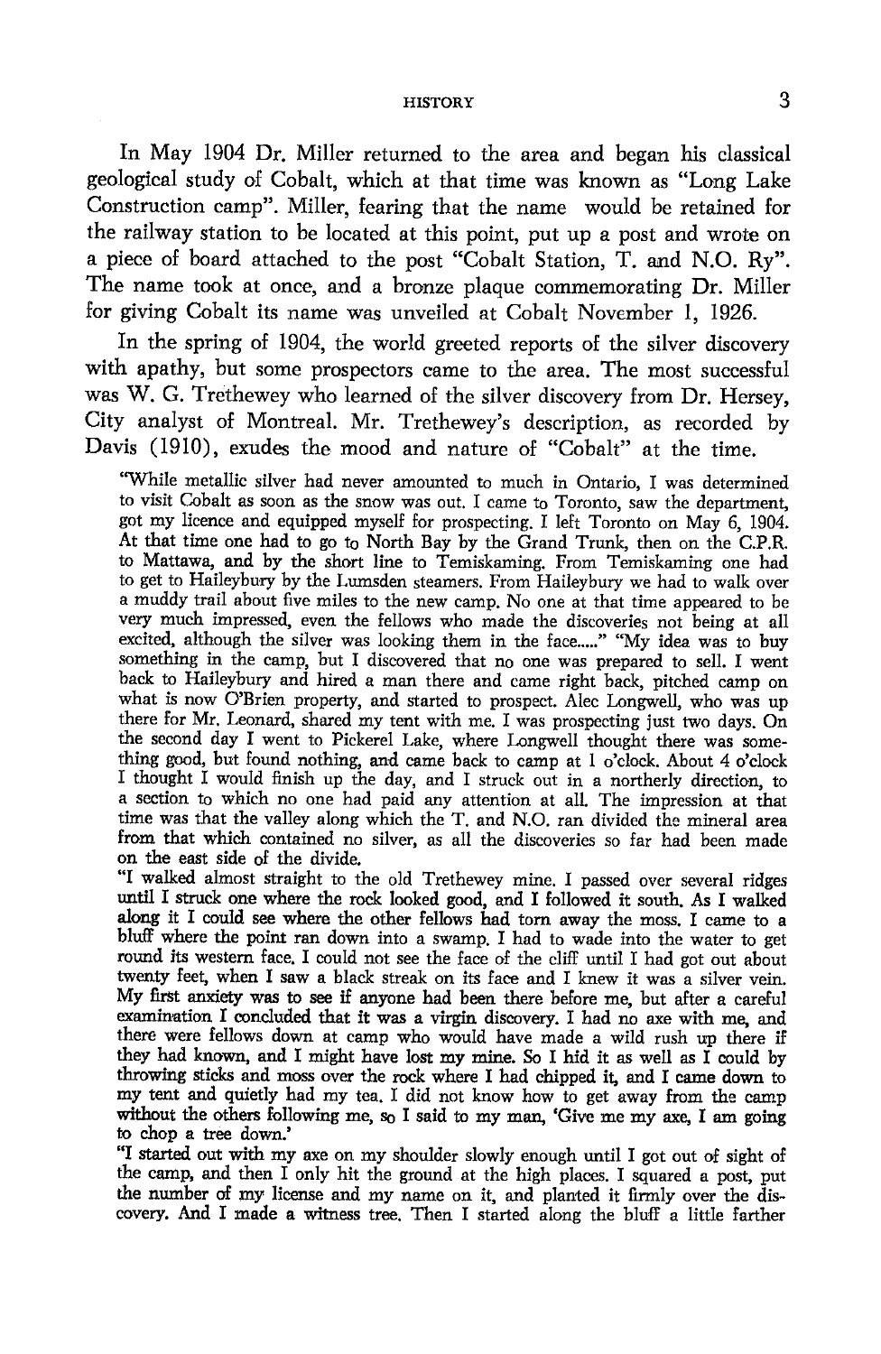In May 1904 Dr. Miller returned to the area and began his classical geological study of Cobalt, which at that time was known as "Long Lake Construction camp". Miller, fearing that the name would be retained for the railway station to be located at this point, put up a post and wrote on a piece of board attached to the post "Cobalt Station, T. and N.O. Ry". The name took at once, and a bronze plaque commemorating Dr. Miller for giving Cobalt its name was unveiled at Cobalt November 1, 1926.

In the spring of 1904, the world greeted reports of the silver discovery with apathy, but some prospectors came to the area. The most successful was W. G. Trethewey who learned of the silver discovery from Dr. Hersey, City analyst of Montreal. Mr. Trethewey's description, as recorded by Davis (1910), exudes the mood and nature of "Cobalt" at the time.

> "While metallic silver had never amounted to much in Ontario, I was determined to visit Cobalt as soon as the snow was out. I came to Toronto, saw the department, got my licence and equipped myself for prospecting. I left Toronto on May 6, 1904. At that time one had to go to North Bay by the Grand Trunk, then on the C.P.R. to Mattawa, and by the short line to Temiskaming. From Temiskaming one had to get to Haileybury by the Lumsden steamers. From Haileybury we had to walk over a muddy trail about five miles to the new camp. No one at that time appeared to be very much impressed, even the fellows who made the discoveries not being at all excited, although the silver was looking them in the face....." "My idea was to buy something in the camp, but I discovered that no one was prepared to sell. I went back to Haileybury and hired a man there and came right back, pitched camp on what is now O'Brien property, and started to prospect. Alec Longwell, who was up there for Mr. Leonard, shared my tent with me. I was prospecting just two days. On the second day I went to Pickerel Lake, where Longwell thought there was something good, but found nothing, and came back to camp at 1 o'clock. About 4 o'clock I thought I would finish up the day, and I struck out in a northerly direction, to a section to which no one had paid any attention at all. The impression at that time was that the valley along which the T. and N.O. ran divided the mineral area from that which contained no silver, as all the discoveries so far had been made on the east side of the divide.
>
> "I walked almost straight to the old Trethewey mine. I passed over several ridges until I struck one where the rock looked good, and I followed it south. As I walked along it I could see where the other fellows had torn away the moss. I came to a bluff where the point ran down into a swamp. I had to wade into the water to get round its western face. I could not see the face of the cliff until I had got out about twenty feet, when I saw a black streak on its face and I knew it was a silver vein. My first anxiety was to see if anyone had been there before me, but after a careful examination I concluded that it was a virgin discovery. I had no axe with me, and there were fellows down at camp who would have made a wild rush up there if they had known, and I might have lost my mine. So I hid it as well as I could by throwing sticks and moss over the rock where I had chipped it, and I came down to my tent and quietly had my tea. I did not know how to get away from the camp without the others following me, so I said to my man, 'Give me my axe, I am going to chop a tree down.'
>
> "I started out with my axe on my shoulder slowly enough until I got out of sight of the camp, and then I only hit the ground at the high places. I squared a post, put the number of my license and my name on it, and planted it firmly over the discovery. And I made a witness tree. Then I started along the bluff a little farther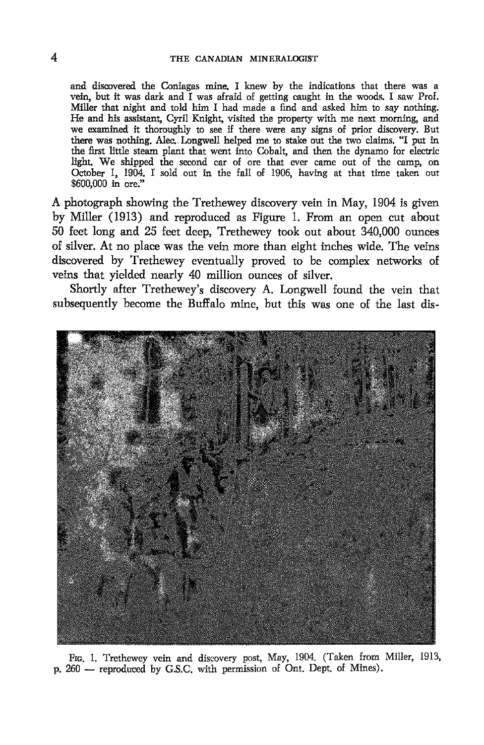and discovered the Coniagas mine. I knew by the indications that there was a vein, but it was dark and I was afraid of getting caught in the woods. I saw Prof. Miller that night and told him I had made a find and asked him to say nothing. He and his assistant, Cyril Knight, visited the property with me next morning, and we examined it thoroughly to see if there were any signs of prior discovery. But there was nothing. Alec. Longwell helped me to stake out the two claims. "I put in the first little steam plant that went into Cobalt, and then the dynamo for electric light. We shipped the second car of ore that ever came out of the camp, on October 1, 1904. I sold out in the fall of 1906, having at that time taken out $600,000 in ore."

A photograph showing the Trethewey discovery vein in May, 1904 is given by Miller (1913) and reproduced as Figure 1. From an open cut about 50 feet long and 25 feet deep, Trethewey took out about 340,000 ounces of silver. At no place was the vein more than eight inches wide. The veins discovered by Trethewey eventually proved to be complex networks of veins that yielded nearly 40 million ounces of silver.

Shortly after Trethewey's discovery A. Longwell found the vein that subsequently become the Buffalo mine, but this was one of the last dis-

FIG. 1. Trethewey vein and discovery post, May, 1904. (Taken from Miller, 1913, p. 260 — reproduced by G.S.C. with permission of Ont. Dept. of Mines).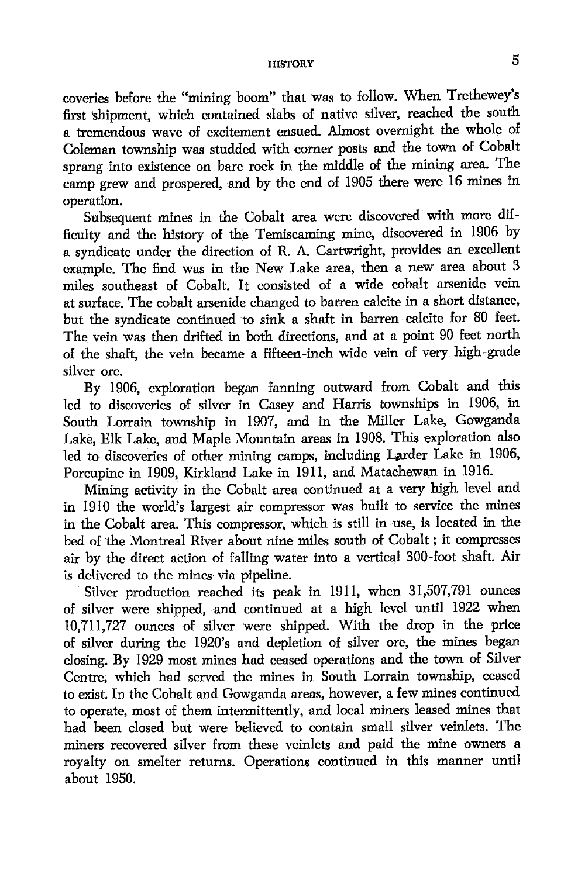coveries before the "mining boom" that was to follow. When Trethewey's first shipment, which contained slabs of native silver, reached the south a tremendous wave of excitement ensued. Almost overnight the whole of Coleman township was studded with corner posts and the town of Cobalt sprang into existence on bare rock in the middle of the mining area. The camp grew and prospered, and by the end of 1905 there were 16 mines in operation.

Subsequent mines in the Cobalt area were discovered with more difficulty and the history of the Temiscaming mine, discovered in 1906 by a syndicate under the direction of R. A. Cartwright, provides an excellent example. The find was in the New Lake area, then a new area about 3 miles southeast of Cobalt. It consisted of a wide cobalt arsenide vein at surface. The cobalt arsenide changed to barren calcite in a short distance, but the syndicate continued to sink a shaft in barren calcite for 80 feet. The vein was then drifted in both directions, and at a point 90 feet north of the shaft, the vein became a fifteen-inch wide vein of very high-grade silver ore.

By 1906, exploration began fanning outward from Cobalt and this led to discoveries of silver in Casey and Harris townships in 1906, in South Lorrain township in 1907, and in the Miller Lake, Gowganda Lake, Elk Lake, and Maple Mountain areas in 1908. This exploration also led to discoveries of other mining camps, including Larder Lake in 1906, Porcupine in 1909, Kirkland Lake in 1911, and Matachewan in 1916.

Mining activity in the Cobalt area continued at a very high level and in 1910 the world's largest air compressor was built to service the mines in the Cobalt area. This compressor, which is still in use, is located in the bed of the Montreal River about nine miles south of Cobalt; it compresses air by the direct action of falling water into a vertical 300-foot shaft. Air is delivered to the mines via pipeline.

Silver production reached its peak in 1911, when 31,507,791 ounces of silver were shipped, and continued at a high level until 1922 when 10,711,727 ounces of silver were shipped. With the drop in the price of silver during the 1920's and depletion of silver ore, the mines began closing. By 1929 most mines had ceased operations and the town of Silver Centre, which had served the mines in South Lorrain township, ceased to exist. In the Cobalt and Gowganda areas, however, a few mines continued to operate, most of them intermittently, and local miners leased mines that had been closed but were believed to contain small silver veinlets. The miners recovered silver from these veinlets and paid the mine owners a royalty on smelter returns. Operations continued in this manner until about 1950.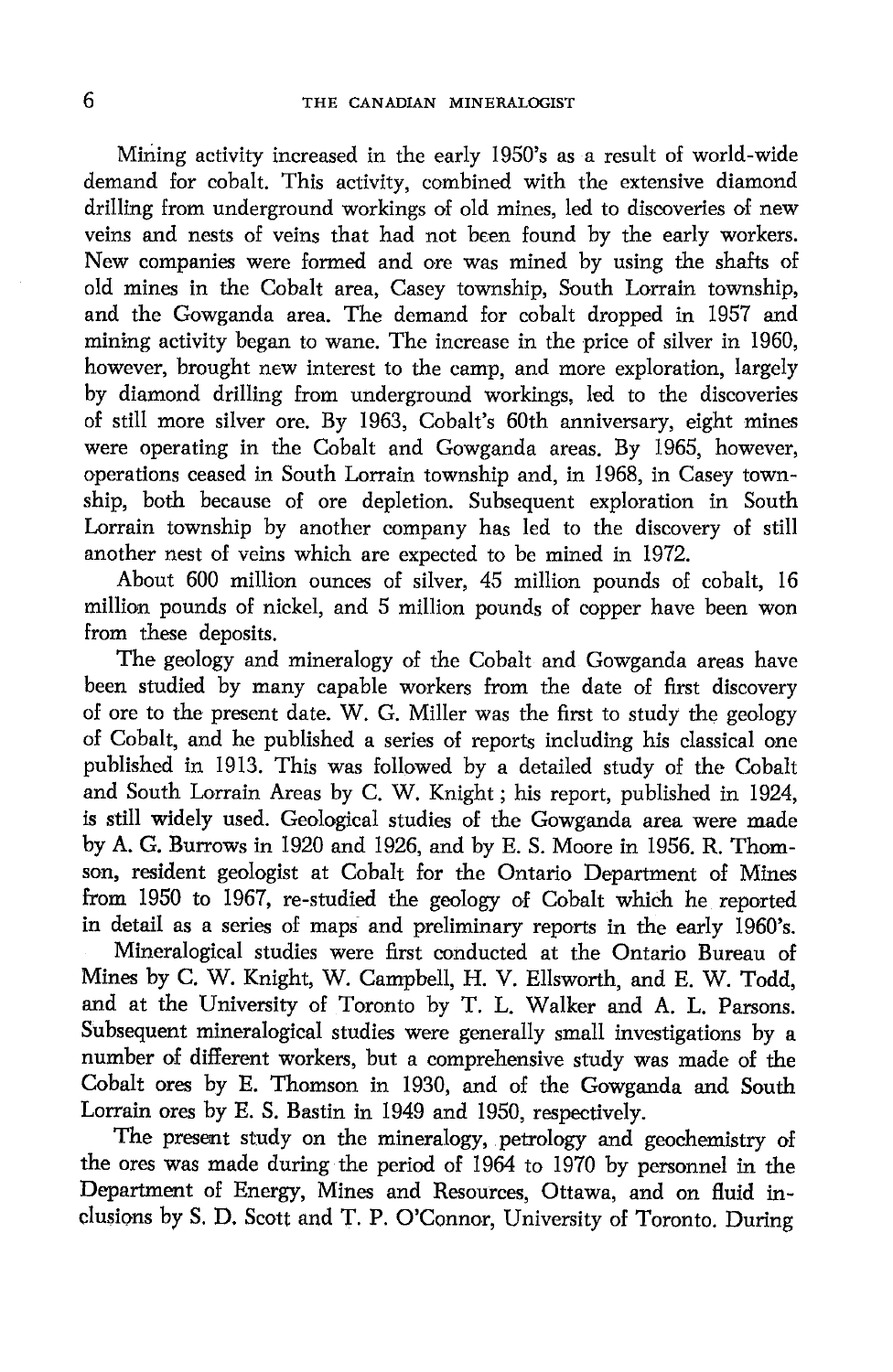Mining activity increased in the early 1950's as a result of world-wide demand for cobalt. This activity, combined with the extensive diamond drilling from underground workings of old mines, led to discoveries of new veins and nests of veins that had not been found by the early workers. New companies were formed and ore was mined by using the shafts of old mines in the Cobalt area, Casey township, South Lorrain township, and the Gowganda area. The demand for cobalt dropped in 1957 and mining activity began to wane. The increase in the price of silver in 1960, however, brought new interest to the camp, and more exploration, largely by diamond drilling from underground workings, led to the discoveries of still more silver ore. By 1963, Cobalt's 60th anniversary, eight mines were operating in the Cobalt and Gowganda areas. By 1965, however, operations ceased in South Lorrain township and, in 1968, in Casey township, both because of ore depletion. Subsequent exploration in South Lorrain township by another company has led to the discovery of still another nest of veins which are expected to be mined in 1972.

About 600 million ounces of silver, 45 million pounds of cobalt, 16 million pounds of nickel, and 5 million pounds of copper have been won from these deposits.

The geology and mineralogy of the Cobalt and Gowganda areas have been studied by many capable workers from the date of first discovery of ore to the present date. W. G. Miller was the first to study the geology of Cobalt, and he published a series of reports including his classical one published in 1913. This was followed by a detailed study of the Cobalt and South Lorrain Areas by C. W. Knight; his report, published in 1924, is still widely used. Geological studies of the Gowganda area were made by A. G. Burrows in 1920 and 1926, and by E. S. Moore in 1956. R. Thomson, resident geologist at Cobalt for the Ontario Department of Mines from 1950 to 1967, re-studied the geology of Cobalt which he reported in detail as a series of maps and preliminary reports in the early 1960's.

Mineralogical studies were first conducted at the Ontario Bureau of Mines by C. W. Knight, W. Campbell, H. V. Ellsworth, and E. W. Todd, and at the University of Toronto by T. L. Walker and A. L. Parsons. Subsequent mineralogical studies were generally small investigations by a number of different workers, but a comprehensive study was made of the Cobalt ores by E. Thomson in 1930, and of the Gowganda and South Lorrain ores by E. S. Bastin in 1949 and 1950, respectively.

The present study on the mineralogy, petrology and geochemistry of the ores was made during the period of 1964 to 1970 by personnel in the Department of Energy, Mines and Resources, Ottawa, and on fluid inclusions by S. D. Scott and T. P. O'Connor, University of Toronto. During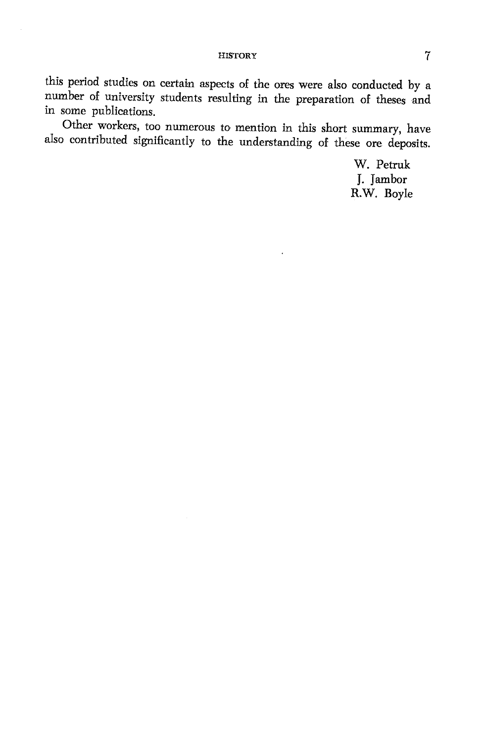this period studies on certain aspects of the ores were also conducted by a number of university students resulting in the preparation of theses and in some publications.

Other workers, too numerous to mention in this short summary, have also contributed significantly to the understanding of these ore deposits.

W. Petruk
J. Jambor
R.W. Boyle